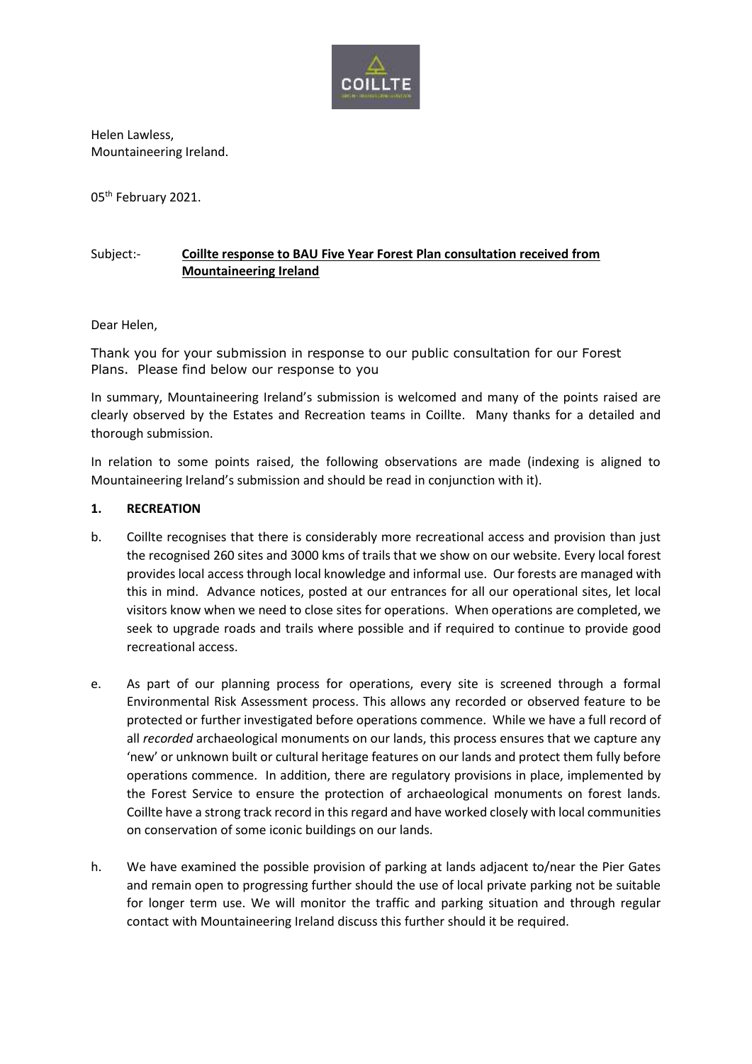Helen Lawless,
Mountaineering Ireland.

05th February 2021.

Subject:- **Coillte response to BAU Five Year Forest Plan consultation received from Mountaineering Ireland**

Dear Helen,

Thank you for your submission in response to our public consultation for our Forest Plans. Please find below our response to you

In summary, Mountaineering Ireland's submission is welcomed and many of the points raised are clearly observed by the Estates and Recreation teams in Coillte. Many thanks for a detailed and thorough submission.

In relation to some points raised, the following observations are made (indexing is aligned to Mountaineering Ireland's submission and should be read in conjunction with it).

**1. RECREATION**

b. Coillte recognises that there is considerably more recreational access and provision than just the recognised 260 sites and 3000 kms of trails that we show on our website. Every local forest provides local access through local knowledge and informal use. Our forests are managed with this in mind. Advance notices, posted at our entrances for all our operational sites, let local visitors know when we need to close sites for operations. When operations are completed, we seek to upgrade roads and trails where possible and if required to continue to provide good recreational access.

e. As part of our planning process for operations, every site is screened through a formal Environmental Risk Assessment process. This allows any recorded or observed feature to be protected or further investigated before operations commence. While we have a full record of all *recorded* archaeological monuments on our lands, this process ensures that we capture any 'new' or unknown built or cultural heritage features on our lands and protect them fully before operations commence. In addition, there are regulatory provisions in place, implemented by the Forest Service to ensure the protection of archaeological monuments on forest lands. Coillte have a strong track record in this regard and have worked closely with local communities on conservation of some iconic buildings on our lands.

h. We have examined the possible provision of parking at lands adjacent to/near the Pier Gates and remain open to progressing further should the use of local private parking not be suitable for longer term use. We will monitor the traffic and parking situation and through regular contact with Mountaineering Ireland discuss this further should it be required.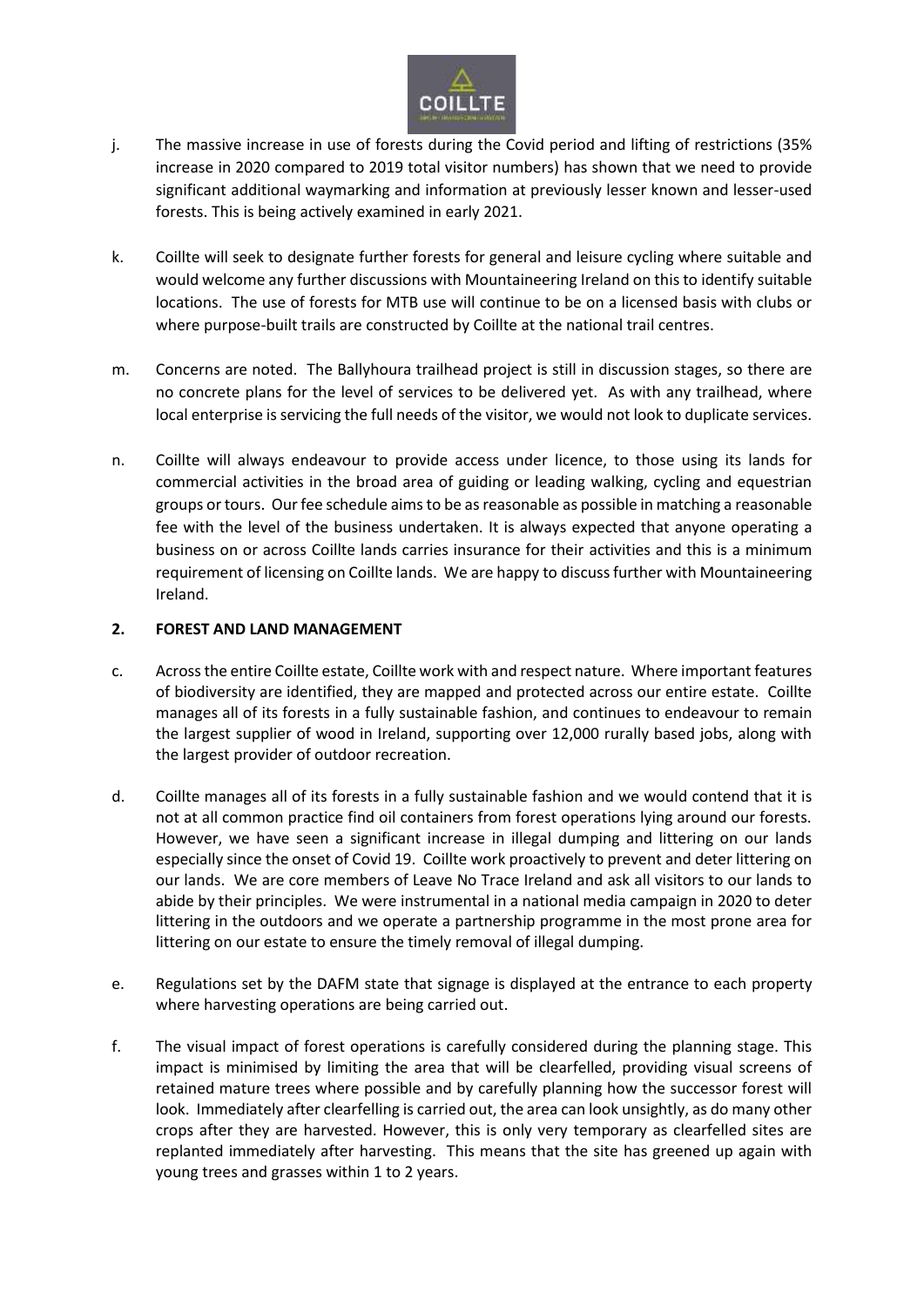j. The massive increase in use of forests during the Covid period and lifting of restrictions (35% increase in 2020 compared to 2019 total visitor numbers) has shown that we need to provide significant additional waymarking and information at previously lesser known and lesser-used forests. This is being actively examined in early 2021.

k. Coillte will seek to designate further forests for general and leisure cycling where suitable and would welcome any further discussions with Mountaineering Ireland on this to identify suitable locations. The use of forests for MTB use will continue to be on a licensed basis with clubs or where purpose-built trails are constructed by Coillte at the national trail centres.

m. Concerns are noted. The Ballyhoura trailhead project is still in discussion stages, so there are no concrete plans for the level of services to be delivered yet. As with any trailhead, where local enterprise is servicing the full needs of the visitor, we would not look to duplicate services.

n. Coillte will always endeavour to provide access under licence, to those using its lands for commercial activities in the broad area of guiding or leading walking, cycling and equestrian groups or tours. Our fee schedule aims to be as reasonable as possible in matching a reasonable fee with the level of the business undertaken. It is always expected that anyone operating a business on or across Coillte lands carries insurance for their activities and this is a minimum requirement of licensing on Coillte lands. We are happy to discuss further with Mountaineering Ireland.

## 2. FOREST AND LAND MANAGEMENT

c. Across the entire Coillte estate, Coillte work with and respect nature. Where important features of biodiversity are identified, they are mapped and protected across our entire estate. Coillte manages all of its forests in a fully sustainable fashion, and continues to endeavour to remain the largest supplier of wood in Ireland, supporting over 12,000 rurally based jobs, along with the largest provider of outdoor recreation.

d. Coillte manages all of its forests in a fully sustainable fashion and we would contend that it is not at all common practice find oil containers from forest operations lying around our forests. However, we have seen a significant increase in illegal dumping and littering on our lands especially since the onset of Covid 19. Coillte work proactively to prevent and deter littering on our lands. We are core members of Leave No Trace Ireland and ask all visitors to our lands to abide by their principles. We were instrumental in a national media campaign in 2020 to deter littering in the outdoors and we operate a partnership programme in the most prone area for littering on our estate to ensure the timely removal of illegal dumping.

e. Regulations set by the DAFM state that signage is displayed at the entrance to each property where harvesting operations are being carried out.

f. The visual impact of forest operations is carefully considered during the planning stage. This impact is minimised by limiting the area that will be clearfelled, providing visual screens of retained mature trees where possible and by carefully planning how the successor forest will look. Immediately after clearfelling is carried out, the area can look unsightly, as do many other crops after they are harvested. However, this is only very temporary as clearfelled sites are replanted immediately after harvesting. This means that the site has greened up again with young trees and grasses within 1 to 2 years.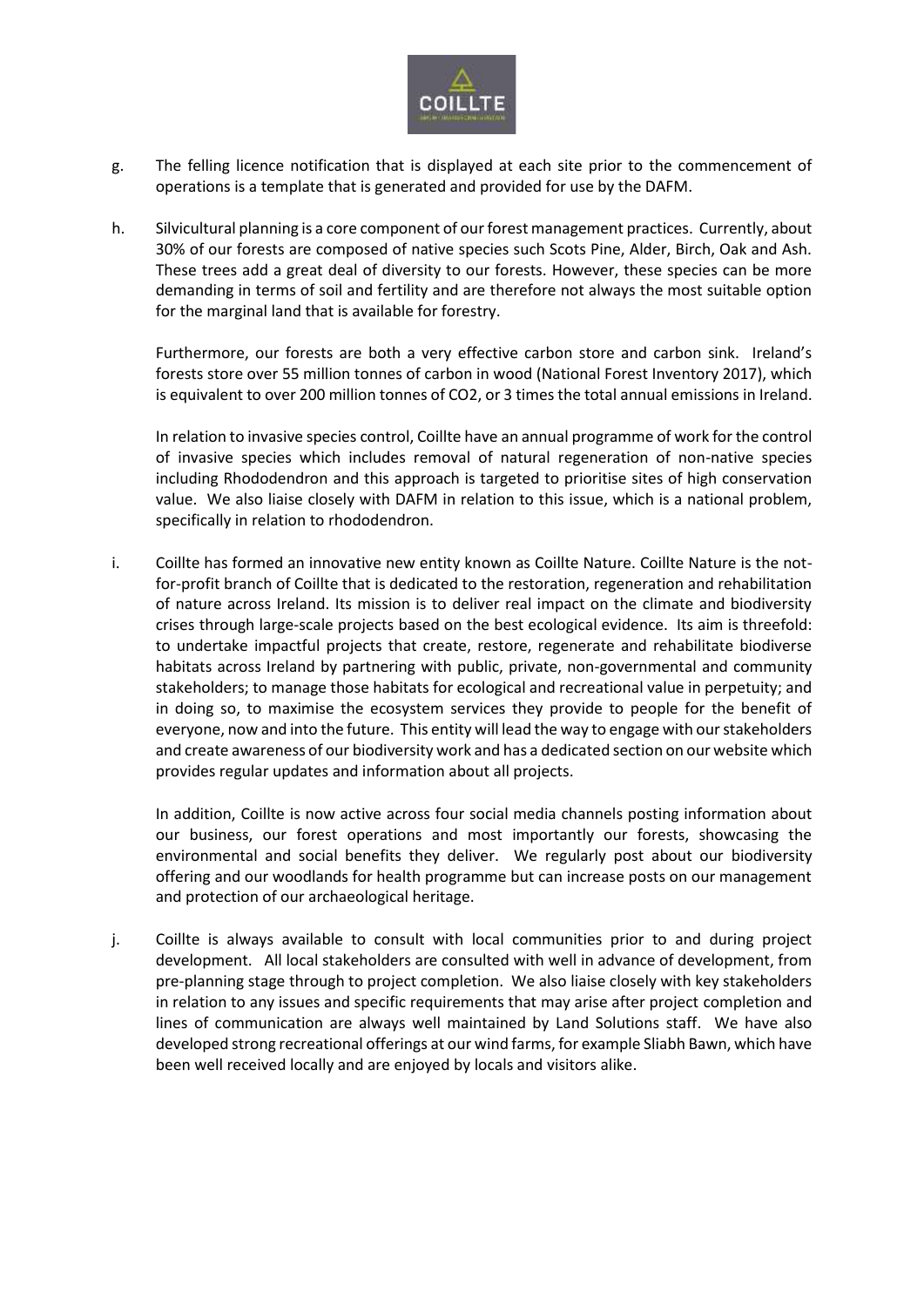g. The felling licence notification that is displayed at each site prior to the commencement of operations is a template that is generated and provided for use by the DAFM.

h. Silvicultural planning is a core component of our forest management practices. Currently, about 30% of our forests are composed of native species such Scots Pine, Alder, Birch, Oak and Ash. These trees add a great deal of diversity to our forests. However, these species can be more demanding in terms of soil and fertility and are therefore not always the most suitable option for the marginal land that is available for forestry.

   Furthermore, our forests are both a very effective carbon store and carbon sink. Ireland's forests store over 55 million tonnes of carbon in wood (National Forest Inventory 2017), which is equivalent to over 200 million tonnes of $CO_2$, or 3 times the total annual emissions in Ireland.

   In relation to invasive species control, Coillte have an annual programme of work for the control of invasive species which includes removal of natural regeneration of non-native species including Rhododendron and this approach is targeted to prioritise sites of high conservation value. We also liaise closely with DAFM in relation to this issue, which is a national problem, specifically in relation to rhododendron.

i. Coillte has formed an innovative new entity known as Coillte Nature. Coillte Nature is the not-for-profit branch of Coillte that is dedicated to the restoration, regeneration and rehabilitation of nature across Ireland. Its mission is to deliver real impact on the climate and biodiversity crises through large-scale projects based on the best ecological evidence. Its aim is threefold: to undertake impactful projects that create, restore, regenerate and rehabilitate biodiverse habitats across Ireland by partnering with public, private, non-governmental and community stakeholders; to manage those habitats for ecological and recreational value in perpetuity; and in doing so, to maximise the ecosystem services they provide to people for the benefit of everyone, now and into the future. This entity will lead the way to engage with our stakeholders and create awareness of our biodiversity work and has a dedicated section on our website which provides regular updates and information about all projects.

   In addition, Coillte is now active across four social media channels posting information about our business, our forest operations and most importantly our forests, showcasing the environmental and social benefits they deliver. We regularly post about our biodiversity offering and our woodlands for health programme but can increase posts on our management and protection of our archaeological heritage.

j. Coillte is always available to consult with local communities prior to and during project development. All local stakeholders are consulted with well in advance of development, from pre-planning stage through to project completion. We also liaise closely with key stakeholders in relation to any issues and specific requirements that may arise after project completion and lines of communication are always well maintained by Land Solutions staff. We have also developed strong recreational offerings at our wind farms, for example Sliabh Bawn, which have been well received locally and are enjoyed by locals and visitors alike.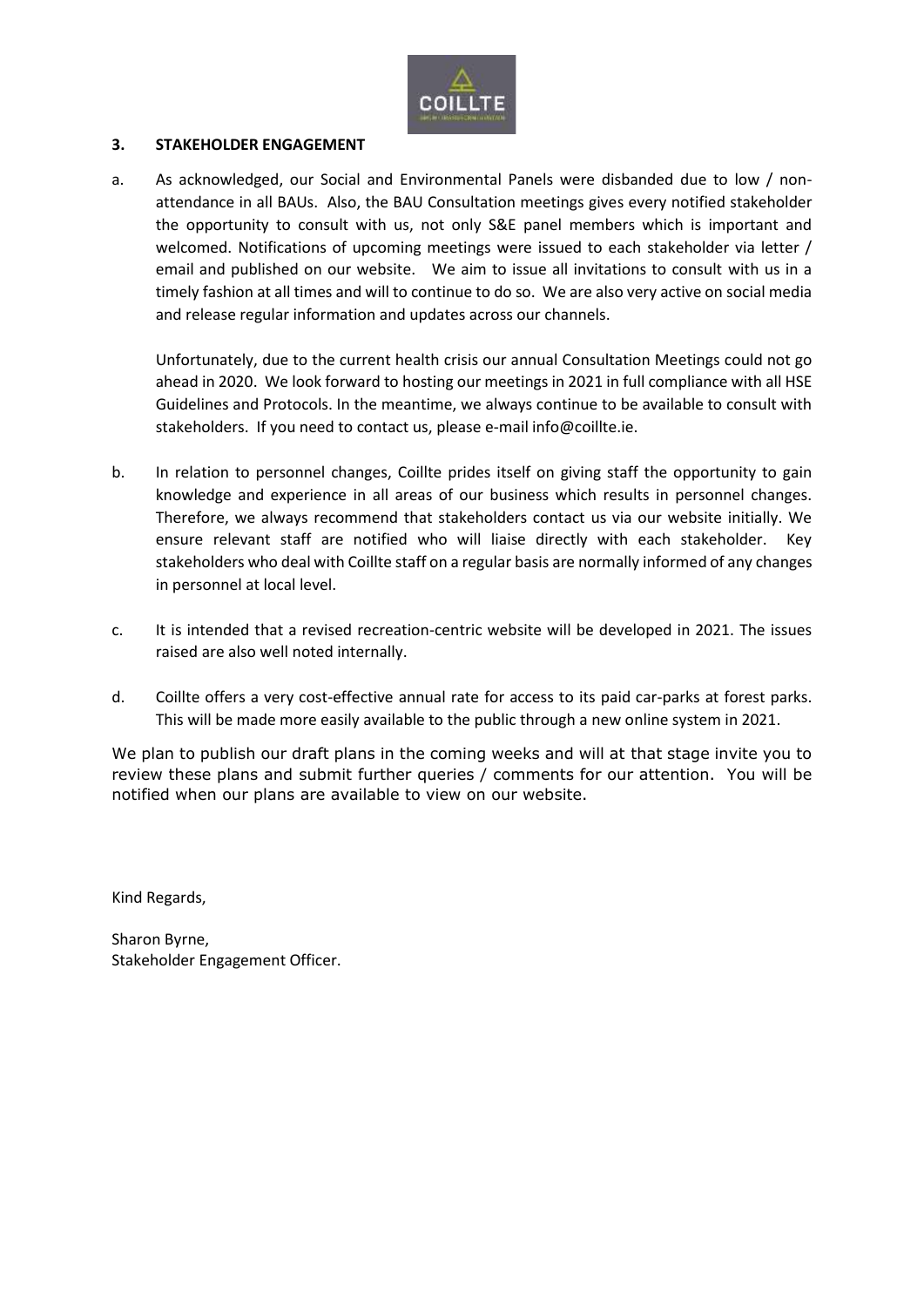### 3. STAKEHOLDER ENGAGEMENT

a. As acknowledged, our Social and Environmental Panels were disbanded due to low / non-attendance in all BAUs. Also, the BAU Consultation meetings gives every notified stakeholder the opportunity to consult with us, not only S&E panel members which is important and welcomed. Notifications of upcoming meetings were issued to each stakeholder via letter / email and published on our website. We aim to issue all invitations to consult with us in a timely fashion at all times and will to continue to do so. We are also very active on social media and release regular information and updates across our channels.

Unfortunately, due to the current health crisis our annual Consultation Meetings could not go ahead in 2020. We look forward to hosting our meetings in 2021 in full compliance with all HSE Guidelines and Protocols. In the meantime, we always continue to be available to consult with stakeholders. If you need to contact us, please e-mail info@coillte.ie.

b. In relation to personnel changes, Coillte prides itself on giving staff the opportunity to gain knowledge and experience in all areas of our business which results in personnel changes. Therefore, we always recommend that stakeholders contact us via our website initially. We ensure relevant staff are notified who will liaise directly with each stakeholder. Key stakeholders who deal with Coillte staff on a regular basis are normally informed of any changes in personnel at local level.

c. It is intended that a revised recreation-centric website will be developed in 2021. The issues raised are also well noted internally.

d. Coillte offers a very cost-effective annual rate for access to its paid car-parks at forest parks. This will be made more easily available to the public through a new online system in 2021.

We plan to publish our draft plans in the coming weeks and will at that stage invite you to review these plans and submit further queries / comments for our attention. You will be notified when our plans are available to view on our website.

Kind Regards,

Sharon Byrne,
Stakeholder Engagement Officer.